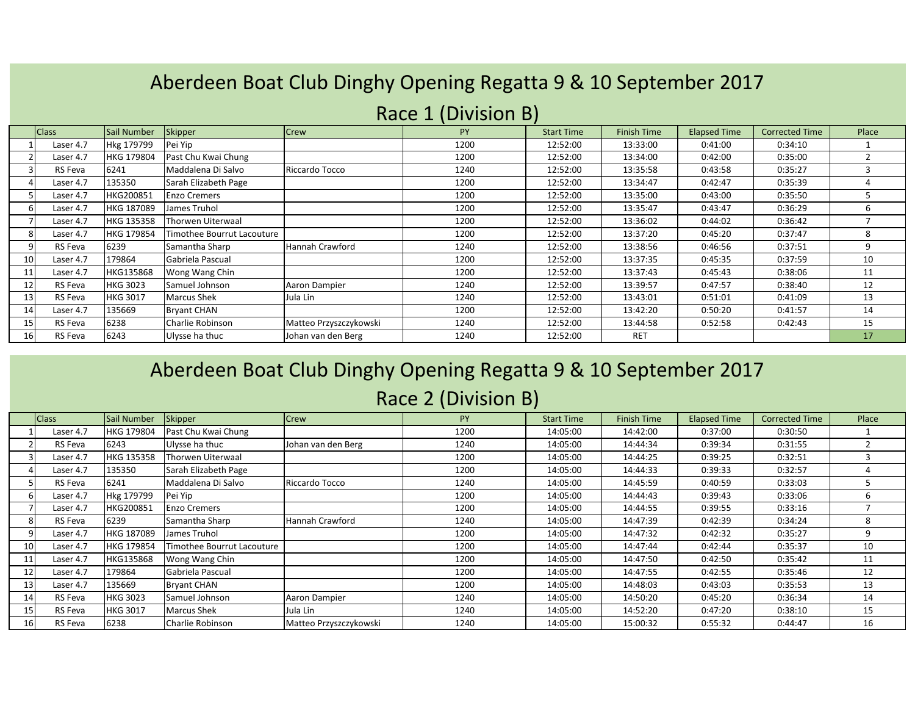# Aberdeen Boat Club Dinghy Opening Regatta 9 & 10 September 2017

## Race 1 (Division B)

| | Class | Sail Number | Skipper | Crew | PY | Start Time | Finish Time | Elapsed Time | Corrected Time | Place |
|---|---|---|---|---|---|---|---|---|---|---|
| 1 | Laser 4.7 | Hkg 179799 | Pei Yip | | 1200 | 12:52:00 | 13:33:00 | 0:41:00 | 0:34:10 | 1 |
| 2 | Laser 4.7 | HKG 179804 | Past Chu Kwai Chung | | 1200 | 12:52:00 | 13:34:00 | 0:42:00 | 0:35:00 | 2 |
| 3 | RS Feva | 6241 | Maddalena Di Salvo | Riccardo Tocco | 1240 | 12:52:00 | 13:35:58 | 0:43:58 | 0:35:27 | 3 |
| 4 | Laser 4.7 | 135350 | Sarah Elizabeth Page | | 1200 | 12:52:00 | 13:34:47 | 0:42:47 | 0:35:39 | 4 |
| 5 | Laser 4.7 | HKG200851 | Enzo Cremers | | 1200 | 12:52:00 | 13:35:00 | 0:43:00 | 0:35:50 | 5 |
| 6 | Laser 4.7 | HKG 187089 | James Truhol | | 1200 | 12:52:00 | 13:35:47 | 0:43:47 | 0:36:29 | 6 |
| 7 | Laser 4.7 | HKG 135358 | Thorwen Uiterwaal | | 1200 | 12:52:00 | 13:36:02 | 0:44:02 | 0:36:42 | 7 |
| 8 | Laser 4.7 | HKG 179854 | Timothee Bourrut Lacouture | | 1200 | 12:52:00 | 13:37:20 | 0:45:20 | 0:37:47 | 8 |
| 9 | RS Feva | 6239 | Samantha Sharp | Hannah Crawford | 1240 | 12:52:00 | 13:38:56 | 0:46:56 | 0:37:51 | 9 |
| 10 | Laser 4.7 | 179864 | Gabriela Pascual | | 1200 | 12:52:00 | 13:37:35 | 0:45:35 | 0:37:59 | 10 |
| 11 | Laser 4.7 | HKG135868 | Wong Wang Chin | | 1200 | 12:52:00 | 13:37:43 | 0:45:43 | 0:38:06 | 11 |
| 12 | RS Feva | HKG 3023 | Samuel Johnson | Aaron Dampier | 1240 | 12:52:00 | 13:39:57 | 0:47:57 | 0:38:40 | 12 |
| 13 | RS Feva | HKG 3017 | Marcus Shek | Jula Lin | 1240 | 12:52:00 | 13:43:01 | 0:51:01 | 0:41:09 | 13 |
| 14 | Laser 4.7 | 135669 | Bryant CHAN | | 1200 | 12:52:00 | 13:42:20 | 0:50:20 | 0:41:57 | 14 |
| 15 | RS Feva | 6238 | Charlie Robinson | Matteo Przyszczykowski | 1240 | 12:52:00 | 13:44:58 | 0:52:58 | 0:42:43 | 15 |
| 16 | RS Feva | 6243 | Ulysse ha thuc | Johan van den Berg | 1240 | 12:52:00 | RET | | | 17 |

# Aberdeen Boat Club Dinghy Opening Regatta 9 & 10 September 2017

## Race 2 (Division B)

| | Class | Sail Number | Skipper | Crew | PY | Start Time | Finish Time | Elapsed Time | Corrected Time | Place |
|---|---|---|---|---|---|---|---|---|---|---|
| 1 | Laser 4.7 | HKG 179804 | Past Chu Kwai Chung | | 1200 | 14:05:00 | 14:42:00 | 0:37:00 | 0:30:50 | 1 |
| 2 | RS Feva | 6243 | Ulysse ha thuc | Johan van den Berg | 1240 | 14:05:00 | 14:44:34 | 0:39:34 | 0:31:55 | 2 |
| 3 | Laser 4.7 | HKG 135358 | Thorwen Uiterwaal | | 1200 | 14:05:00 | 14:44:25 | 0:39:25 | 0:32:51 | 3 |
| 4 | Laser 4.7 | 135350 | Sarah Elizabeth Page | | 1200 | 14:05:00 | 14:44:33 | 0:39:33 | 0:32:57 | 4 |
| 5 | RS Feva | 6241 | Maddalena Di Salvo | Riccardo Tocco | 1240 | 14:05:00 | 14:45:59 | 0:40:59 | 0:33:03 | 5 |
| 6 | Laser 4.7 | Hkg 179799 | Pei Yip | | 1200 | 14:05:00 | 14:44:43 | 0:39:43 | 0:33:06 | 6 |
| 7 | Laser 4.7 | HKG200851 | Enzo Cremers | | 1200 | 14:05:00 | 14:44:55 | 0:39:55 | 0:33:16 | 7 |
| 8 | RS Feva | 6239 | Samantha Sharp | Hannah Crawford | 1240 | 14:05:00 | 14:47:39 | 0:42:39 | 0:34:24 | 8 |
| 9 | Laser 4.7 | HKG 187089 | James Truhol | | 1200 | 14:05:00 | 14:47:32 | 0:42:32 | 0:35:27 | 9 |
| 10 | Laser 4.7 | HKG 179854 | Timothee Bourrut Lacouture | | 1200 | 14:05:00 | 14:47:44 | 0:42:44 | 0:35:37 | 10 |
| 11 | Laser 4.7 | HKG135868 | Wong Wang Chin | | 1200 | 14:05:00 | 14:47:50 | 0:42:50 | 0:35:42 | 11 |
| 12 | Laser 4.7 | 179864 | Gabriela Pascual | | 1200 | 14:05:00 | 14:47:55 | 0:42:55 | 0:35:46 | 12 |
| 13 | Laser 4.7 | 135669 | Bryant CHAN | | 1200 | 14:05:00 | 14:48:03 | 0:43:03 | 0:35:53 | 13 |
| 14 | RS Feva | HKG 3023 | Samuel Johnson | Aaron Dampier | 1240 | 14:05:00 | 14:50:20 | 0:45:20 | 0:36:34 | 14 |
| 15 | RS Feva | HKG 3017 | Marcus Shek | Jula Lin | 1240 | 14:05:00 | 14:52:20 | 0:47:20 | 0:38:10 | 15 |
| 16 | RS Feva | 6238 | Charlie Robinson | Matteo Przyszczykowski | 1240 | 14:05:00 | 15:00:32 | 0:55:32 | 0:44:47 | 16 |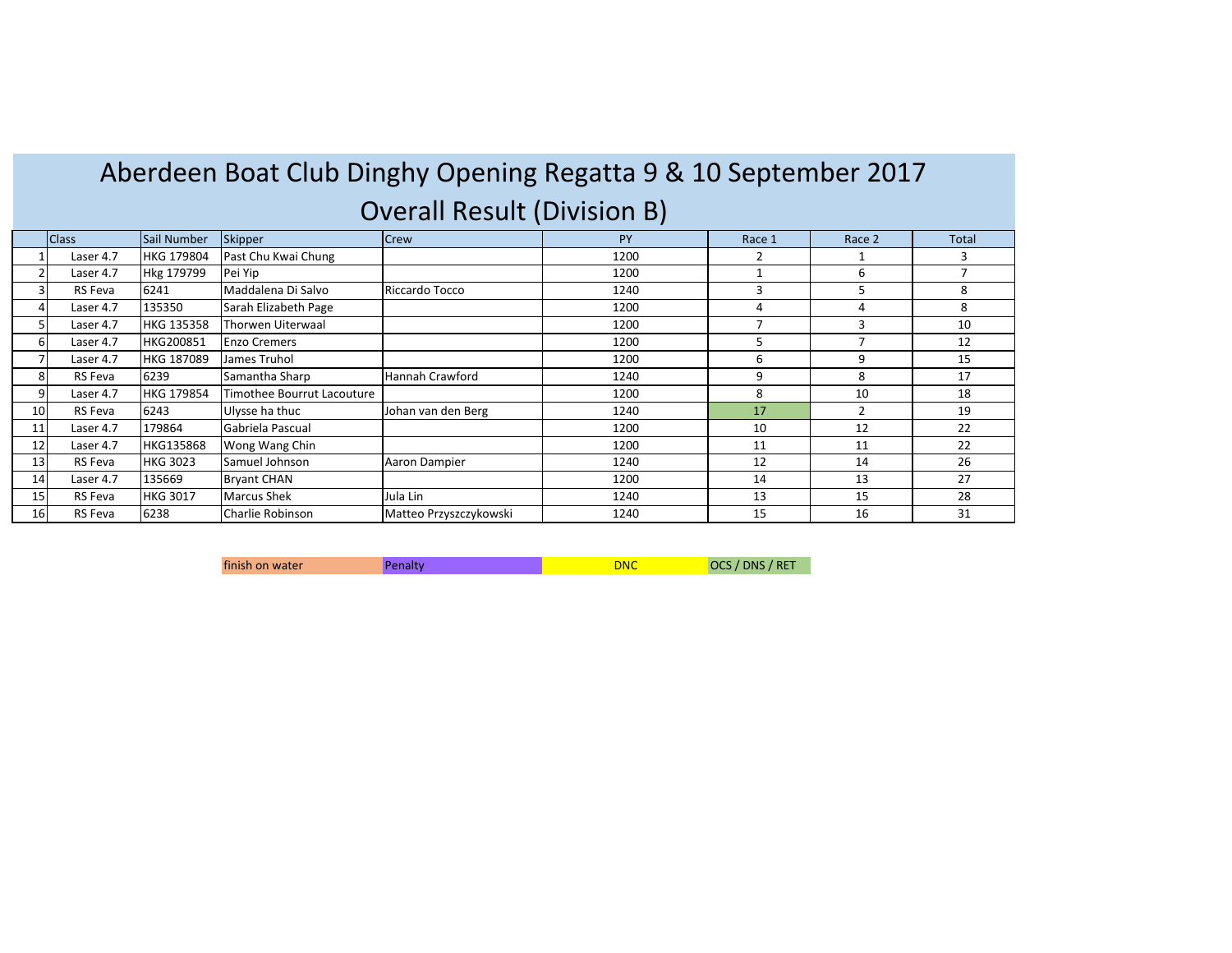# Aberdeen Boat Club Dinghy Opening Regatta 9 & 10 September 2017

## Overall Result (Division B)

| | Class | Sail Number | Skipper | Crew | PY | Race 1 | Race 2 | Total |
|---|---|---|---|---|---|---|---|---|
| 1 | Laser 4.7 | HKG 179804 | Past Chu Kwai Chung | | 1200 | 2 | 1 | 3 |
| 2 | Laser 4.7 | Hkg 179799 | Pei Yip | | 1200 | 1 | 6 | 7 |
| 3 | RS Feva | 6241 | Maddalena Di Salvo | Riccardo Tocco | 1240 | 3 | 5 | 8 |
| 4 | Laser 4.7 | 135350 | Sarah Elizabeth Page | | 1200 | 4 | 4 | 8 |
| 5 | Laser 4.7 | HKG 135358 | Thorwen Uiterwaal | | 1200 | 7 | 3 | 10 |
| 6 | Laser 4.7 | HKG200851 | Enzo Cremers | | 1200 | 5 | 7 | 12 |
| 7 | Laser 4.7 | HKG 187089 | James Truhol | | 1200 | 6 | 9 | 15 |
| 8 | RS Feva | 6239 | Samantha Sharp | Hannah Crawford | 1240 | 9 | 8 | 17 |
| 9 | Laser 4.7 | HKG 179854 | Timothee Bourrut Lacouture | | 1200 | 8 | 10 | 18 |
| 10 | RS Feva | 6243 | Ulysse ha thuc | Johan van den Berg | 1240 | 17 | 2 | 19 |
| 11 | Laser 4.7 | 179864 | Gabriela Pascual | | 1200 | 10 | 12 | 22 |
| 12 | Laser 4.7 | HKG135868 | Wong Wang Chin | | 1200 | 11 | 11 | 22 |
| 13 | RS Feva | HKG 3023 | Samuel Johnson | Aaron Dampier | 1240 | 12 | 14 | 26 |
| 14 | Laser 4.7 | 135669 | Bryant CHAN | | 1200 | 14 | 13 | 27 |
| 15 | RS Feva | HKG 3017 | Marcus Shek | Jula Lin | 1240 | 13 | 15 | 28 |
| 16 | RS Feva | 6238 | Charlie Robinson | Matteo Przyszczykowski | 1240 | 15 | 16 | 31 |

| finish on water | Penalty | DNC | OCS / DNS / RET |
|---|---|---|---|